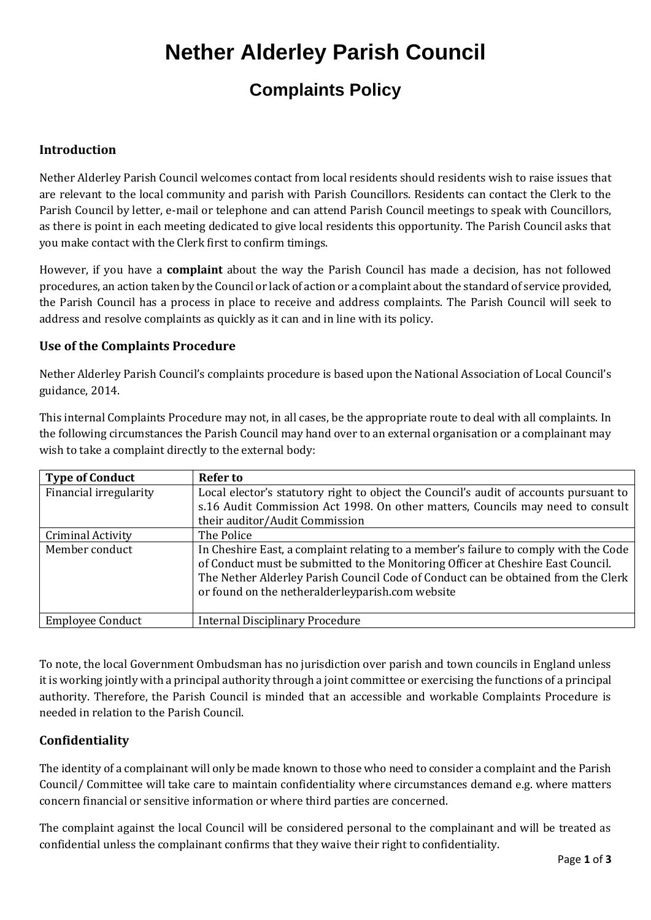# Nether Alderley Parish Council

## Complaints Policy

### Introduction

Nether Alderley Parish Council welcomes contact from local residents should residents wish to raise issues that are relevant to the local community and parish with Parish Councillors. Residents can contact the Clerk to the Parish Council by letter, e-mail or telephone and can attend Parish Council meetings to speak with Councillors, as there is point in each meeting dedicated to give local residents this opportunity. The Parish Council asks that you make contact with the Clerk first to confirm timings.

However, if you have a **complaint** about the way the Parish Council has made a decision, has not followed procedures, an action taken by the Council or lack of action or a complaint about the standard of service provided, the Parish Council has a process in place to receive and address complaints. The Parish Council will seek to address and resolve complaints as quickly as it can and in line with its policy.

### Use of the Complaints Procedure

Nether Alderley Parish Council's complaints procedure is based upon the National Association of Local Council's guidance, 2014.

This internal Complaints Procedure may not, in all cases, be the appropriate route to deal with all complaints. In the following circumstances the Parish Council may hand over to an external organisation or a complainant may wish to take a complaint directly to the external body:

| Type of Conduct | Refer to |
|---|---|
| Financial irregularity | Local elector's statutory right to object the Council's audit of accounts pursuant to s.16 Audit Commission Act 1998. On other matters, Councils may need to consult their auditor/Audit Commission |
| Criminal Activity | The Police |
| Member conduct | In Cheshire East, a complaint relating to a member's failure to comply with the Code of Conduct must be submitted to the Monitoring Officer at Cheshire East Council. The Nether Alderley Parish Council Code of Conduct can be obtained from the Clerk or found on the netheralderleyparish.com website |
| Employee Conduct | Internal Disciplinary Procedure |

To note, the local Government Ombudsman has no jurisdiction over parish and town councils in England unless it is working jointly with a principal authority through a joint committee or exercising the functions of a principal authority. Therefore, the Parish Council is minded that an accessible and workable Complaints Procedure is needed in relation to the Parish Council.

### Confidentiality

The identity of a complainant will only be made known to those who need to consider a complaint and the Parish Council/ Committee will take care to maintain confidentiality where circumstances demand e.g. where matters concern financial or sensitive information or where third parties are concerned.

The complaint against the local Council will be considered personal to the complainant and will be treated as confidential unless the complainant confirms that they waive their right to confidentiality.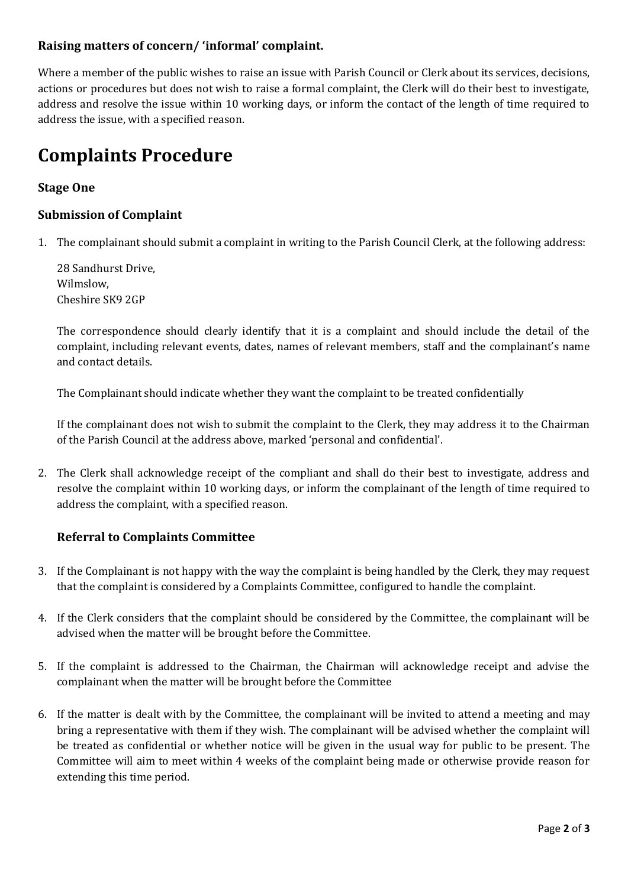### Raising matters of concern/ 'informal' complaint.

Where a member of the public wishes to raise an issue with Parish Council or Clerk about its services, decisions, actions or procedures but does not wish to raise a formal complaint, the Clerk will do their best to investigate, address and resolve the issue within 10 working days, or inform the contact of the length of time required to address the issue, with a specified reason.

# Complaints Procedure

### Stage One

### Submission of Complaint

1. The complainant should submit a complaint in writing to the Parish Council Clerk, at the following address:

   28 Sandhurst Drive,  
   Wilmslow,  
   Cheshire SK9 2GP

   The correspondence should clearly identify that it is a complaint and should include the detail of the complaint, including relevant events, dates, names of relevant members, staff and the complainant's name and contact details.

   The Complainant should indicate whether they want the complaint to be treated confidentially

   If the complainant does not wish to submit the complaint to the Clerk, they may address it to the Chairman of the Parish Council at the address above, marked 'personal and confidential'.

2. The Clerk shall acknowledge receipt of the compliant and shall do their best to investigate, address and resolve the complaint within 10 working days, or inform the complainant of the length of time required to address the complaint, with a specified reason.

### Referral to Complaints Committee

3. If the Complainant is not happy with the way the complaint is being handled by the Clerk, they may request that the complaint is considered by a Complaints Committee, configured to handle the complaint.

4. If the Clerk considers that the complaint should be considered by the Committee, the complainant will be advised when the matter will be brought before the Committee.

5. If the complaint is addressed to the Chairman, the Chairman will acknowledge receipt and advise the complainant when the matter will be brought before the Committee

6. If the matter is dealt with by the Committee, the complainant will be invited to attend a meeting and may bring a representative with them if they wish. The complainant will be advised whether the complaint will be treated as confidential or whether notice will be given in the usual way for public to be present. The Committee will aim to meet within 4 weeks of the complaint being made or otherwise provide reason for extending this time period.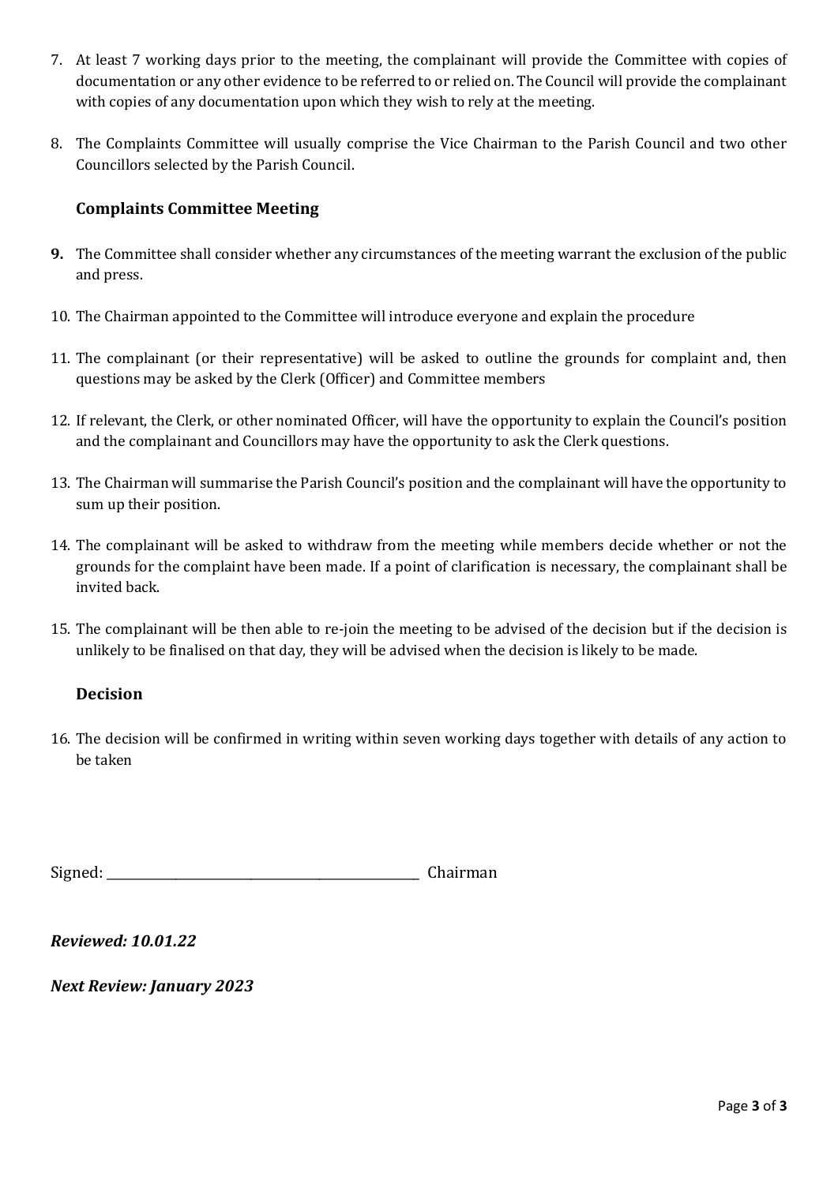7. At least 7 working days prior to the meeting, the complainant will provide the Committee with copies of documentation or any other evidence to be referred to or relied on. The Council will provide the complainant with copies of any documentation upon which they wish to rely at the meeting.

8. The Complaints Committee will usually comprise the Vice Chairman to the Parish Council and two other Councillors selected by the Parish Council.

### Complaints Committee Meeting

9. The Committee shall consider whether any circumstances of the meeting warrant the exclusion of the public and press.

10. The Chairman appointed to the Committee will introduce everyone and explain the procedure

11. The complainant (or their representative) will be asked to outline the grounds for complaint and, then questions may be asked by the Clerk (Officer) and Committee members

12. If relevant, the Clerk, or other nominated Officer, will have the opportunity to explain the Council's position and the complainant and Councillors may have the opportunity to ask the Clerk questions.

13. The Chairman will summarise the Parish Council's position and the complainant will have the opportunity to sum up their position.

14. The complainant will be asked to withdraw from the meeting while members decide whether or not the grounds for the complaint have been made. If a point of clarification is necessary, the complainant shall be invited back.

15. The complainant will be then able to re-join the meeting to be advised of the decision but if the decision is unlikely to be finalised on that day, they will be advised when the decision is likely to be made.

### Decision

16. The decision will be confirmed in writing within seven working days together with details of any action to be taken

Signed: ________________________________________ Chairman

***Reviewed: 10.01.22***

***Next Review: January 2023***